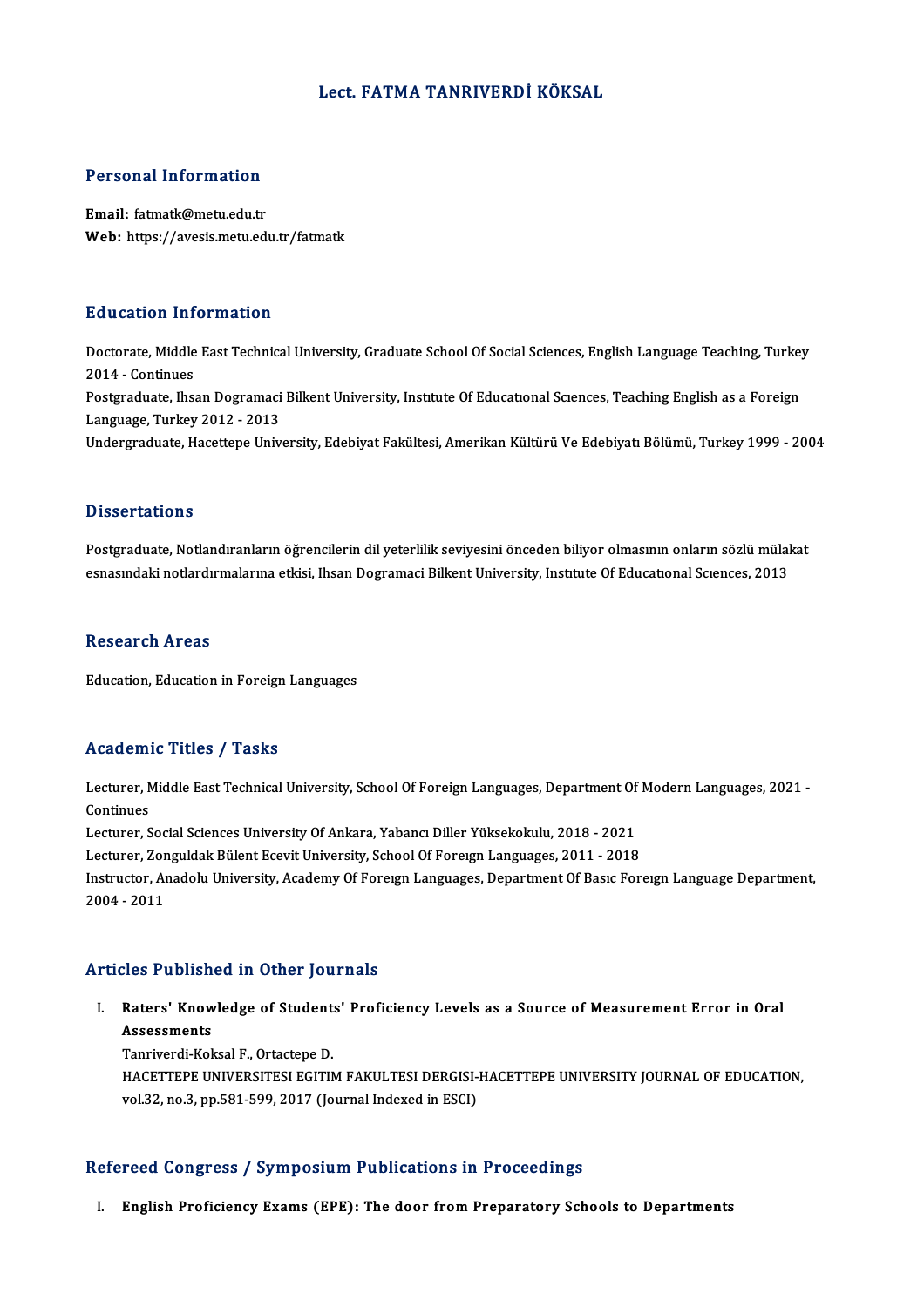# Lect. FATMA TANRIVERDİ KÖKSAL

## Personal Information

**Email:** fatmatk@metu.edu.tr
**Web:** https://avesis.metu.edu.tr/fatmatk

## Education Information

Doctorate, Middle East Technical University, Graduate School Of Social Sciences, English Language Teaching, Turkey 2014 - Continues

Postgraduate, Ihsan Dogramaci Bilkent University, Instıtute Of Educatıonal Scıences, Teaching English as a Foreign Language, Turkey 2012 - 2013

Undergraduate, Hacettepe University, Edebiyat Fakültesi, Amerikan Kültürü Ve Edebiyatı Bölümü, Turkey 1999 - 2004

## Dissertations

Postgraduate, Notlandıranların öğrencilerin dil yeterlilik seviyesini önceden biliyor olmasının onların sözlü mülakat esnasındaki notlardırmalarına etkisi, Ihsan Dogramaci Bilkent University, Instıtute Of Educatıonal Scıences, 2013

## Research Areas

Education, Education in Foreign Languages

## Academic Titles / Tasks

Lecturer, Middle East Technical University, School Of Foreign Languages, Department Of Modern Languages, 2021 - Continues

Lecturer, Social Sciences University Of Ankara, Yabancı Diller Yüksekokulu, 2018 - 2021

Lecturer, Zonguldak Bülent Ecevit University, School Of Foreıgn Languages, 2011 - 2018

Instructor, Anadolu University, Academy Of Foreıgn Languages, Department Of Basıc Foreıgn Language Department, 2004 - 2011

## Articles Published in Other Journals

I. **Raters' Knowledge of Students' Proficiency Levels as a Source of Measurement Error in Oral Assessments**
   Tanriverdi-Koksal F., Ortactepe D.
   HACETTEPE UNIVERSITESI EGITIM FAKULTESI DERGISI-HACETTEPE UNIVERSITY JOURNAL OF EDUCATION, vol.32, no.3, pp.581-599, 2017 (Journal Indexed in ESCI)

## Refereed Congress / Symposium Publications in Proceedings

I. **English Proficiency Exams (EPE): The door from Preparatory Schools to Departments**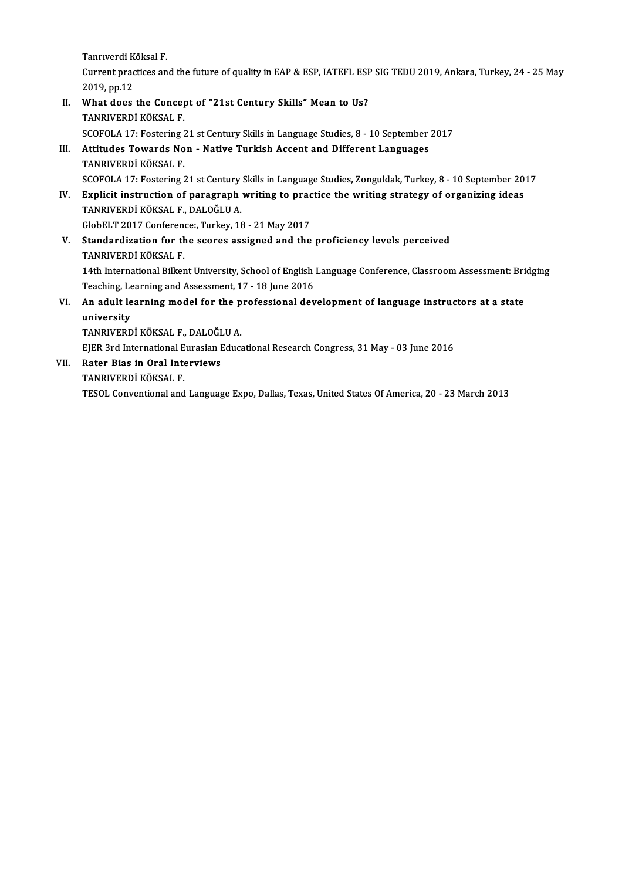Tanrıverdi Köksal F.
Current practices and the future of quality in EAP & ESP, IATEFL ESP SIG TEDU 2019, Ankara, Turkey, 24 - 25 May 2019, pp.12

II. **What does the Concept of "21st Century Skills" Mean to Us?**
TANRIVERDİ KÖKSAL F.
SCOFOLA 17: Fostering 21 st Century Skills in Language Studies, 8 - 10 September 2017

III. **Attitudes Towards Non - Native Turkish Accent and Different Languages**
TANRIVERDİ KÖKSAL F.
SCOFOLA 17: Fostering 21 st Century Skills in Language Studies, Zonguldak, Turkey, 8 - 10 September 2017

IV. **Explicit instruction of paragraph writing to practice the writing strategy of organizing ideas**
TANRIVERDİ KÖKSAL F., DALOĞLU A.
GlobELT 2017 Conference:, Turkey, 18 - 21 May 2017

V. **Standardization for the scores assigned and the proficiency levels perceived**
TANRIVERDİ KÖKSAL F.
14th International Bilkent University, School of English Language Conference, Classroom Assessment: Bridging Teaching, Learning and Assessment, 17 - 18 June 2016

VI. **An adult learning model for the professional development of language instructors at a state university**
TANRIVERDİ KÖKSAL F., DALOĞLU A.
EJER 3rd International Eurasian Educational Research Congress, 31 May - 03 June 2016

VII. **Rater Bias in Oral Interviews**
TANRIVERDİ KÖKSAL F.
TESOL Conventional and Language Expo, Dallas, Texas, United States Of America, 20 - 23 March 2013